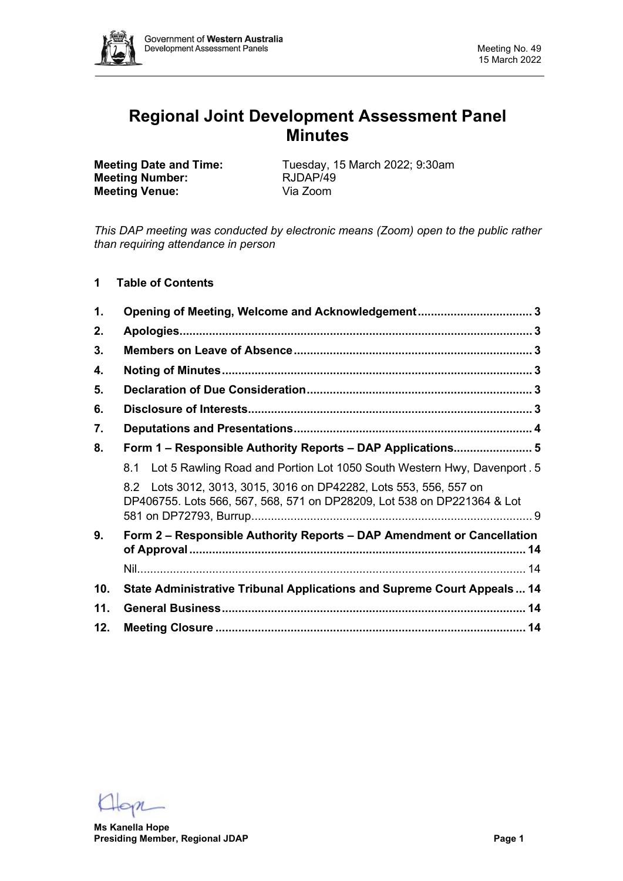# Regional Joint Development Assessment Panel Minutes

**Meeting Date and Time:** Tuesday, 15 March 2022; 9:30am
**Meeting Number:** RJDAP/49
**Meeting Venue:** Via Zoom

*This DAP meeting was conducted by electronic means (Zoom) open to the public rather than requiring attendance in person*

## 1 Table of Contents

1. **Opening of Meeting, Welcome and Acknowledgement** ... 3
2. **Apologies** ... 3
3. **Members on Leave of Absence** ... 3
4. **Noting of Minutes** ... 3
5. **Declaration of Due Consideration** ... 3
6. **Disclosure of Interests** ... 3
7. **Deputations and Presentations** ... 4
8. **Form 1 – Responsible Authority Reports – DAP Applications** ... 5
   - 8.1 Lot 5 Rawling Road and Portion Lot 1050 South Western Hwy, Davenport ... 5
   - 8.2 Lots 3012, 3013, 3015, 3016 on DP42282, Lots 553, 556, 557 on DP406755. Lots 566, 567, 568, 571 on DP28209, Lot 538 on DP221364 & Lot 581 on DP72793, Burrup ... 9
9. **Form 2 – Responsible Authority Reports – DAP Amendment or Cancellation of Approval** ... 14
   - Nil ... 14
10. **State Administrative Tribunal Applications and Supreme Court Appeals** ... 14
11. **General Business** ... 14
12. **Meeting Closure** ... 14

**Ms Kanella Hope**
**Presiding Member, Regional JDAP**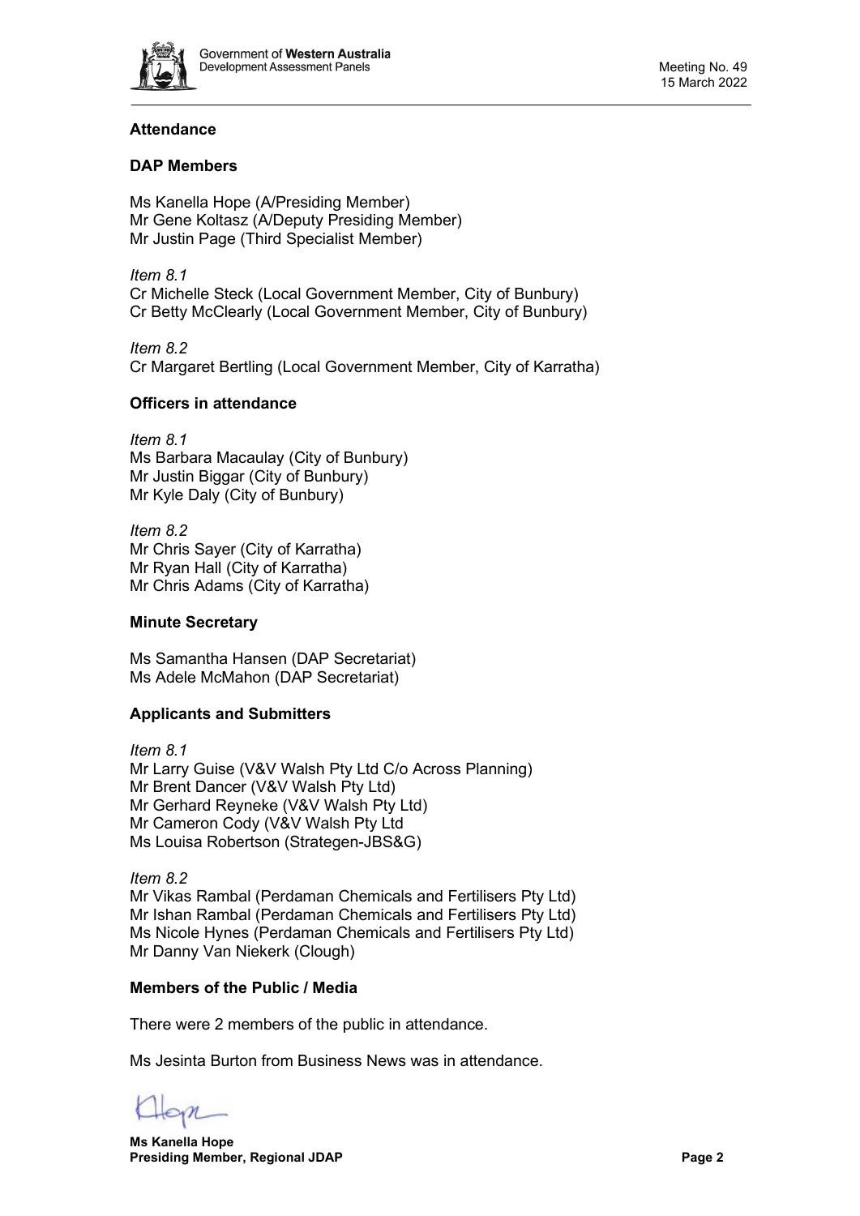## Attendance

### DAP Members

Ms Kanella Hope (A/Presiding Member)
Mr Gene Koltasz (A/Deputy Presiding Member)
Mr Justin Page (Third Specialist Member)

*Item 8.1*
Cr Michelle Steck (Local Government Member, City of Bunbury)
Cr Betty McCleary (Local Government Member, City of Bunbury)

*Item 8.2*
Cr Margaret Bertling (Local Government Member, City of Karratha)

### Officers in attendance

*Item 8.1*
Ms Barbara Macaulay (City of Bunbury)
Mr Justin Biggar (City of Bunbury)
Mr Kyle Daly (City of Bunbury)

*Item 8.2*
Mr Chris Sayer (City of Karratha)
Mr Ryan Hall (City of Karratha)
Mr Chris Adams (City of Karratha)

### Minute Secretary

Ms Samantha Hansen (DAP Secretariat)
Ms Adele McMahon (DAP Secretariat)

### Applicants and Submitters

*Item 8.1*
Mr Larry Guise (V&V Walsh Pty Ltd C/o Across Planning)
Mr Brent Dancer (V&V Walsh Pty Ltd)
Mr Gerhard Reyneke (V&V Walsh Pty Ltd)
Mr Cameron Cody (V&V Walsh Pty Ltd
Ms Louisa Robertson (Strategen-JBS&G)

*Item 8.2*
Mr Vikas Rambal (Perdaman Chemicals and Fertilisers Pty Ltd)
Mr Ishan Rambal (Perdaman Chemicals and Fertilisers Pty Ltd)
Ms Nicole Hynes (Perdaman Chemicals and Fertilisers Pty Ltd)
Mr Danny Van Niekerk (Clough)

### Members of the Public / Media

There were 2 members of the public in attendance.

Ms Jesinta Burton from Business News was in attendance.

**Ms Kanella Hope**
**Presiding Member, Regional JDAP**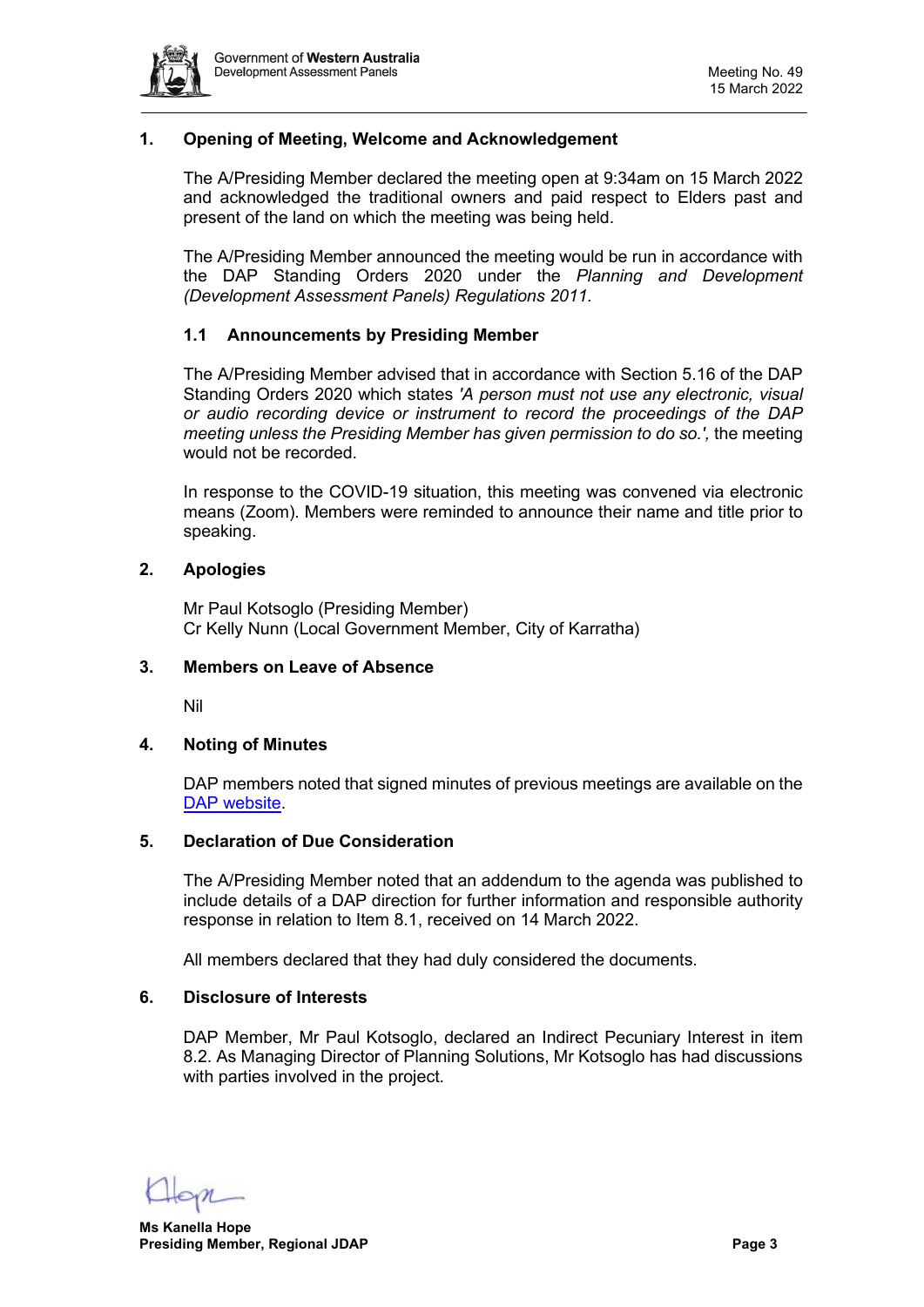## 1. Opening of Meeting, Welcome and Acknowledgement

The A/Presiding Member declared the meeting open at 9:34am on 15 March 2022 and acknowledged the traditional owners and paid respect to Elders past and present of the land on which the meeting was being held.

The A/Presiding Member announced the meeting would be run in accordance with the DAP Standing Orders 2020 under the *Planning and Development (Development Assessment Panels) Regulations 2011.*

### 1.1 Announcements by Presiding Member

The A/Presiding Member advised that in accordance with Section 5.16 of the DAP Standing Orders 2020 which states *'A person must not use any electronic, visual or audio recording device or instrument to record the proceedings of the DAP meeting unless the Presiding Member has given permission to do so.',* the meeting would not be recorded.

In response to the COVID-19 situation, this meeting was convened via electronic means (Zoom). Members were reminded to announce their name and title prior to speaking.

## 2. Apologies

Mr Paul Kotsoglo (Presiding Member)
Cr Kelly Nunn (Local Government Member, City of Karratha)

## 3. Members on Leave of Absence

Nil

## 4. Noting of Minutes

DAP members noted that signed minutes of previous meetings are available on the DAP website.

## 5. Declaration of Due Consideration

The A/Presiding Member noted that an addendum to the agenda was published to include details of a DAP direction for further information and responsible authority response in relation to Item 8.1, received on 14 March 2022.

All members declared that they had duly considered the documents.

## 6. Disclosure of Interests

DAP Member, Mr Paul Kotsoglo, declared an Indirect Pecuniary Interest in item 8.2. As Managing Director of Planning Solutions, Mr Kotsoglo has had discussions with parties involved in the project.

**Ms Kanella Hope**
**Presiding Member, Regional JDAP**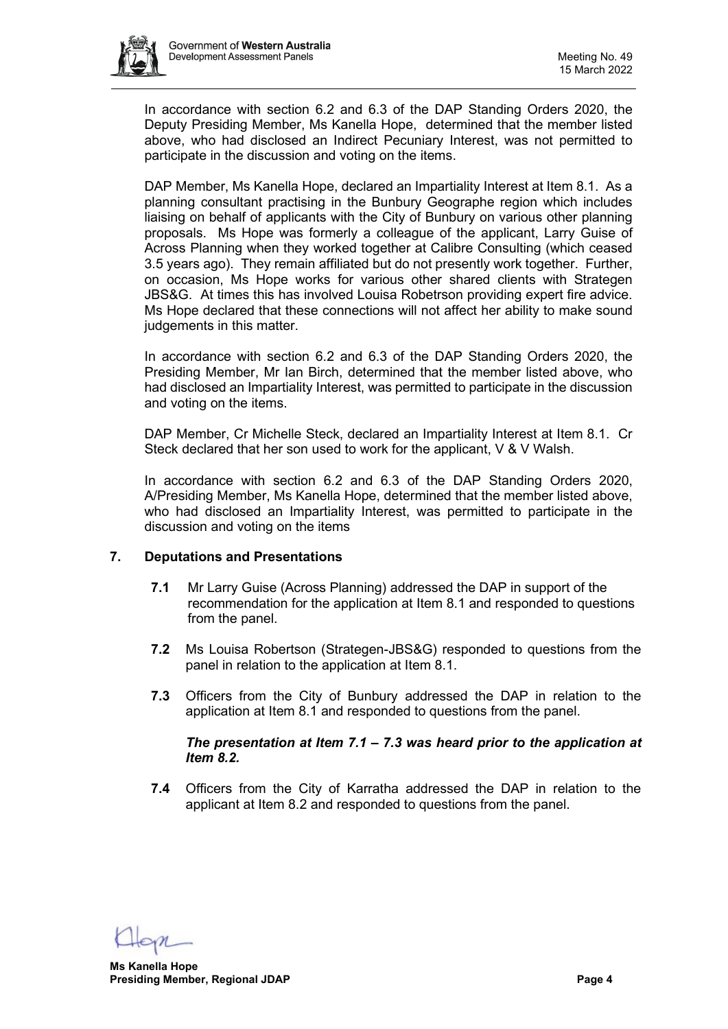In accordance with section 6.2 and 6.3 of the DAP Standing Orders 2020, the Deputy Presiding Member, Ms Kanella Hope, determined that the member listed above, who had disclosed an Indirect Pecuniary Interest, was not permitted to participate in the discussion and voting on the items.

DAP Member, Ms Kanella Hope, declared an Impartiality Interest at Item 8.1. As a planning consultant practising in the Bunbury Geographe region which includes liaising on behalf of applicants with the City of Bunbury on various other planning proposals. Ms Hope was formerly a colleague of the applicant, Larry Guise of Across Planning when they worked together at Calibre Consulting (which ceased 3.5 years ago). They remain affiliated but do not presently work together. Further, on occasion, Ms Hope works for various other shared clients with Strategen JBS&G. At times this has involved Louisa Robetrson providing expert fire advice. Ms Hope declared that these connections will not affect her ability to make sound judgements in this matter.

In accordance with section 6.2 and 6.3 of the DAP Standing Orders 2020, the Presiding Member, Mr Ian Birch, determined that the member listed above, who had disclosed an Impartiality Interest, was permitted to participate in the discussion and voting on the items.

DAP Member, Cr Michelle Steck, declared an Impartiality Interest at Item 8.1. Cr Steck declared that her son used to work for the applicant, V & V Walsh.

In accordance with section 6.2 and 6.3 of the DAP Standing Orders 2020, A/Presiding Member, Ms Kanella Hope, determined that the member listed above, who had disclosed an Impartiality Interest, was permitted to participate in the discussion and voting on the items

## 7. Deputations and Presentations

**7.1** Mr Larry Guise (Across Planning) addressed the DAP in support of the recommendation for the application at Item 8.1 and responded to questions from the panel.

**7.2** Ms Louisa Robertson (Strategen-JBS&G) responded to questions from the panel in relation to the application at Item 8.1.

**7.3** Officers from the City of Bunbury addressed the DAP in relation to the application at Item 8.1 and responded to questions from the panel.

***The presentation at Item 7.1 – 7.3 was heard prior to the application at Item 8.2.***

**7.4** Officers from the City of Karratha addressed the DAP in relation to the applicant at Item 8.2 and responded to questions from the panel.

**Ms Kanella Hope**
**Presiding Member, Regional JDAP**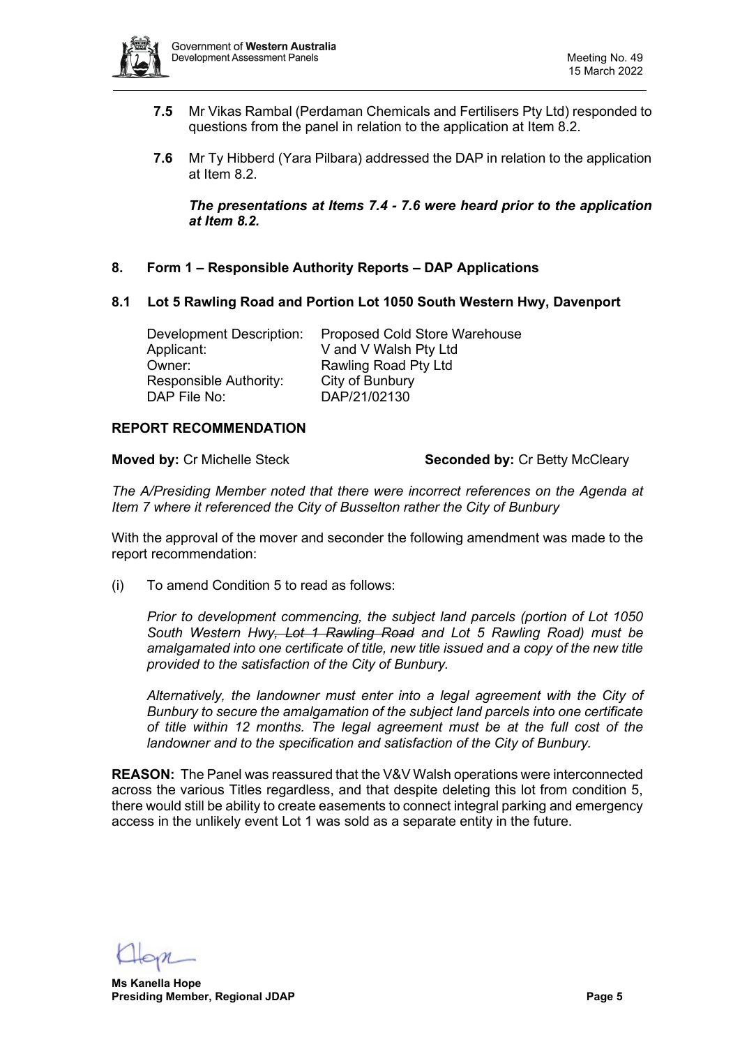**7.5** Mr Vikas Rambal (Perdaman Chemicals and Fertilisers Pty Ltd) responded to questions from the panel in relation to the application at Item 8.2.

**7.6** Mr Ty Hibberd (Yara Pilbara) addressed the DAP in relation to the application at Item 8.2.

***The presentations at Items 7.4 - 7.6 were heard prior to the application at Item 8.2.***

## 8. Form 1 – Responsible Authority Reports – DAP Applications

### 8.1 Lot 5 Rawling Road and Portion Lot 1050 South Western Hwy, Davenport

| | |
|---|---|
| Development Description: | Proposed Cold Store Warehouse |
| Applicant: | V and V Walsh Pty Ltd |
| Owner: | Rawling Road Pty Ltd |
| Responsible Authority: | City of Bunbury |
| DAP File No: | DAP/21/02130 |

**REPORT RECOMMENDATION**

**Moved by:** Cr Michelle Steck **Seconded by:** Cr Betty McCleary

*The A/Presiding Member noted that there were incorrect references on the Agenda at Item 7 where it referenced the City of Busselton rather the City of Bunbury*

With the approval of the mover and seconder the following amendment was made to the report recommendation:

(i) To amend Condition 5 to read as follows:

*Prior to development commencing, the subject land parcels (portion of Lot 1050 South Western Hwy~~, Lot 1 Rawling Road~~ and Lot 5 Rawling Road) must be amalgamated into one certificate of title, new title issued and a copy of the new title provided to the satisfaction of the City of Bunbury.*

*Alternatively, the landowner must enter into a legal agreement with the City of Bunbury to secure the amalgamation of the subject land parcels into one certificate of title within 12 months. The legal agreement must be at the full cost of the landowner and to the specification and satisfaction of the City of Bunbury.*

**REASON:** The Panel was reassured that the V&V Walsh operations were interconnected across the various Titles regardless, and that despite deleting this lot from condition 5, there would still be ability to create easements to connect integral parking and emergency access in the unlikely event Lot 1 was sold as a separate entity in the future.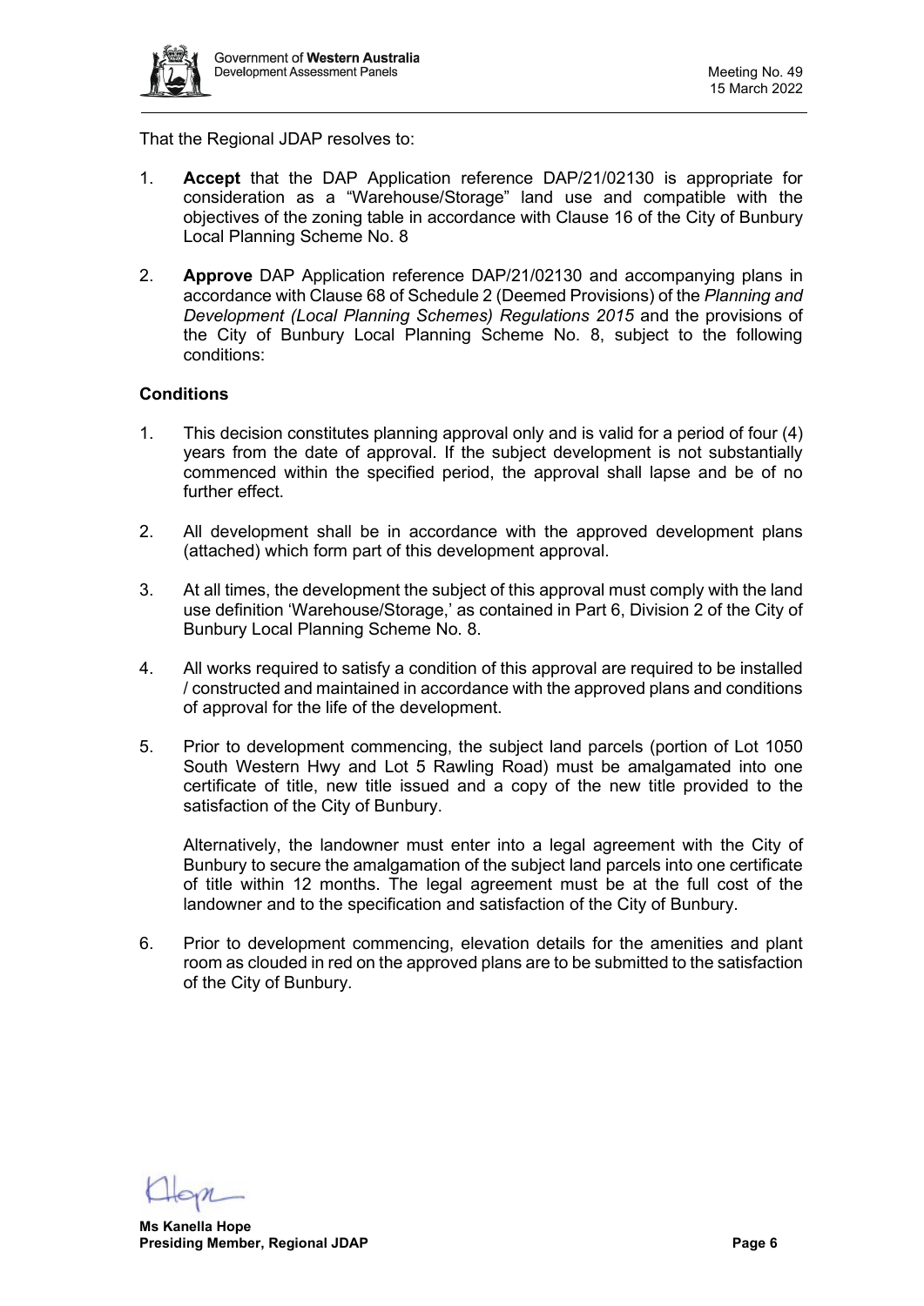That the Regional JDAP resolves to:

1. **Accept** that the DAP Application reference DAP/21/02130 is appropriate for consideration as a "Warehouse/Storage" land use and compatible with the objectives of the zoning table in accordance with Clause 16 of the City of Bunbury Local Planning Scheme No. 8

2. **Approve** DAP Application reference DAP/21/02130 and accompanying plans in accordance with Clause 68 of Schedule 2 (Deemed Provisions) of the *Planning and Development (Local Planning Schemes) Regulations 2015* and the provisions of the City of Bunbury Local Planning Scheme No. 8, subject to the following conditions:

**Conditions**

1. This decision constitutes planning approval only and is valid for a period of four (4) years from the date of approval. If the subject development is not substantially commenced within the specified period, the approval shall lapse and be of no further effect.

2. All development shall be in accordance with the approved development plans (attached) which form part of this development approval.

3. At all times, the development the subject of this approval must comply with the land use definition 'Warehouse/Storage,' as contained in Part 6, Division 2 of the City of Bunbury Local Planning Scheme No. 8.

4. All works required to satisfy a condition of this approval are required to be installed / constructed and maintained in accordance with the approved plans and conditions of approval for the life of the development.

5. Prior to development commencing, the subject land parcels (portion of Lot 1050 South Western Hwy and Lot 5 Rawling Road) must be amalgamated into one certificate of title, new title issued and a copy of the new title provided to the satisfaction of the City of Bunbury.

   Alternatively, the landowner must enter into a legal agreement with the City of Bunbury to secure the amalgamation of the subject land parcels into one certificate of title within 12 months. The legal agreement must be at the full cost of the landowner and to the specification and satisfaction of the City of Bunbury.

6. Prior to development commencing, elevation details for the amenities and plant room as clouded in red on the approved plans are to be submitted to the satisfaction of the City of Bunbury.

**Ms Kanella Hope**
**Presiding Member, Regional JDAP**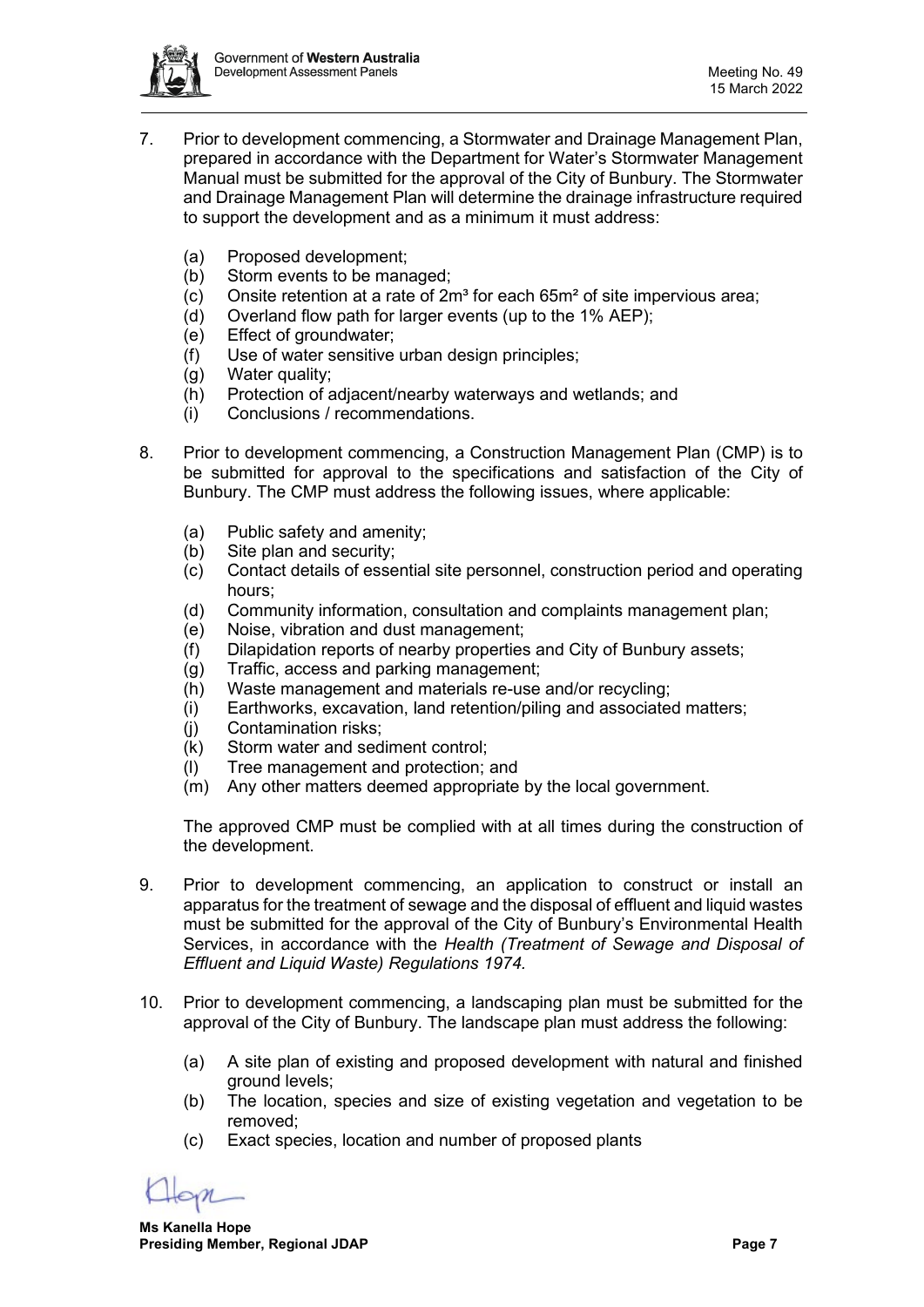7. Prior to development commencing, a Stormwater and Drainage Management Plan, prepared in accordance with the Department for Water's Stormwater Management Manual must be submitted for the approval of the City of Bunbury. The Stormwater and Drainage Management Plan will determine the drainage infrastructure required to support the development and as a minimum it must address:

   (a) Proposed development;
   (b) Storm events to be managed;
   (c) Onsite retention at a rate of $2m^3$ for each $65m^2$ of site impervious area;
   (d) Overland flow path for larger events (up to the 1% AEP);
   (e) Effect of groundwater;
   (f) Use of water sensitive urban design principles;
   (g) Water quality;
   (h) Protection of adjacent/nearby waterways and wetlands; and
   (i) Conclusions / recommendations.

8. Prior to development commencing, a Construction Management Plan (CMP) is to be submitted for approval to the specifications and satisfaction of the City of Bunbury. The CMP must address the following issues, where applicable:

   (a) Public safety and amenity;
   (b) Site plan and security;
   (c) Contact details of essential site personnel, construction period and operating hours;
   (d) Community information, consultation and complaints management plan;
   (e) Noise, vibration and dust management;
   (f) Dilapidation reports of nearby properties and City of Bunbury assets;
   (g) Traffic, access and parking management;
   (h) Waste management and materials re-use and/or recycling;
   (i) Earthworks, excavation, land retention/piling and associated matters;
   (j) Contamination risks;
   (k) Storm water and sediment control;
   (l) Tree management and protection; and
   (m) Any other matters deemed appropriate by the local government.

   The approved CMP must be complied with at all times during the construction of the development.

9. Prior to development commencing, an application to construct or install an apparatus for the treatment of sewage and the disposal of effluent and liquid wastes must be submitted for the approval of the City of Bunbury's Environmental Health Services, in accordance with the *Health (Treatment of Sewage and Disposal of Effluent and Liquid Waste) Regulations 1974.*

10. Prior to development commencing, a landscaping plan must be submitted for the approval of the City of Bunbury. The landscape plan must address the following:

   (a) A site plan of existing and proposed development with natural and finished ground levels;
   (b) The location, species and size of existing vegetation and vegetation to be removed;
   (c) Exact species, location and number of proposed plants

**Ms Kanella Hope**
**Presiding Member, Regional JDAP**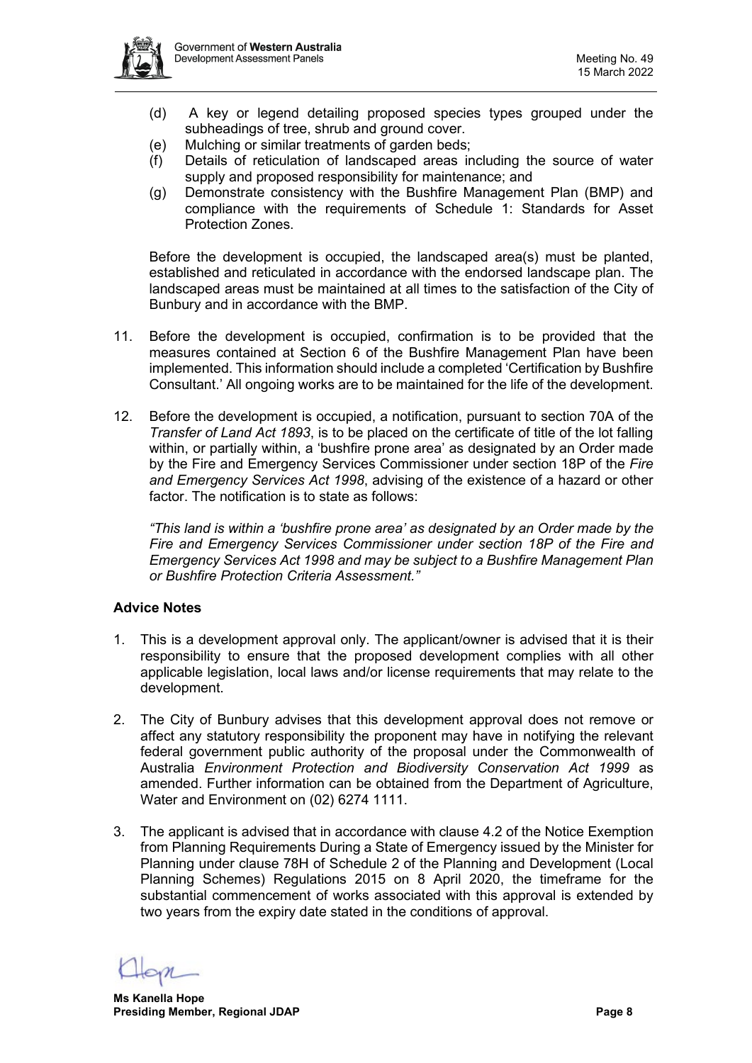(d) A key or legend detailing proposed species types grouped under the subheadings of tree, shrub and ground cover.
   (e) Mulching or similar treatments of garden beds;
   (f) Details of reticulation of landscaped areas including the source of water supply and proposed responsibility for maintenance; and
   (g) Demonstrate consistency with the Bushfire Management Plan (BMP) and compliance with the requirements of Schedule 1: Standards for Asset Protection Zones.

   Before the development is occupied, the landscaped area(s) must be planted, established and reticulated in accordance with the endorsed landscape plan. The landscaped areas must be maintained at all times to the satisfaction of the City of Bunbury and in accordance with the BMP.

11. Before the development is occupied, confirmation is to be provided that the measures contained at Section 6 of the Bushfire Management Plan have been implemented. This information should include a completed 'Certification by Bushfire Consultant.' All ongoing works are to be maintained for the life of the development.

12. Before the development is occupied, a notification, pursuant to section 70A of the *Transfer of Land Act 1893*, is to be placed on the certificate of title of the lot falling within, or partially within, a 'bushfire prone area' as designated by an Order made by the Fire and Emergency Services Commissioner under section 18P of the *Fire and Emergency Services Act 1998*, advising of the existence of a hazard or other factor. The notification is to state as follows:

    *"This land is within a 'bushfire prone area' as designated by an Order made by the Fire and Emergency Services Commissioner under section 18P of the Fire and Emergency Services Act 1998 and may be subject to a Bushfire Management Plan or Bushfire Protection Criteria Assessment."*

**Advice Notes**

1. This is a development approval only. The applicant/owner is advised that it is their responsibility to ensure that the proposed development complies with all other applicable legislation, local laws and/or license requirements that may relate to the development.

2. The City of Bunbury advises that this development approval does not remove or affect any statutory responsibility the proponent may have in notifying the relevant federal government public authority of the proposal under the Commonwealth of Australia *Environment Protection and Biodiversity Conservation Act 1999* as amended. Further information can be obtained from the Department of Agriculture, Water and Environment on (02) 6274 1111.

3. The applicant is advised that in accordance with clause 4.2 of the Notice Exemption from Planning Requirements During a State of Emergency issued by the Minister for Planning under clause 78H of Schedule 2 of the Planning and Development (Local Planning Schemes) Regulations 2015 on 8 April 2020, the timeframe for the substantial commencement of works associated with this approval is extended by two years from the expiry date stated in the conditions of approval.

**Ms Kanella Hope**
**Presiding Member, Regional JDAP**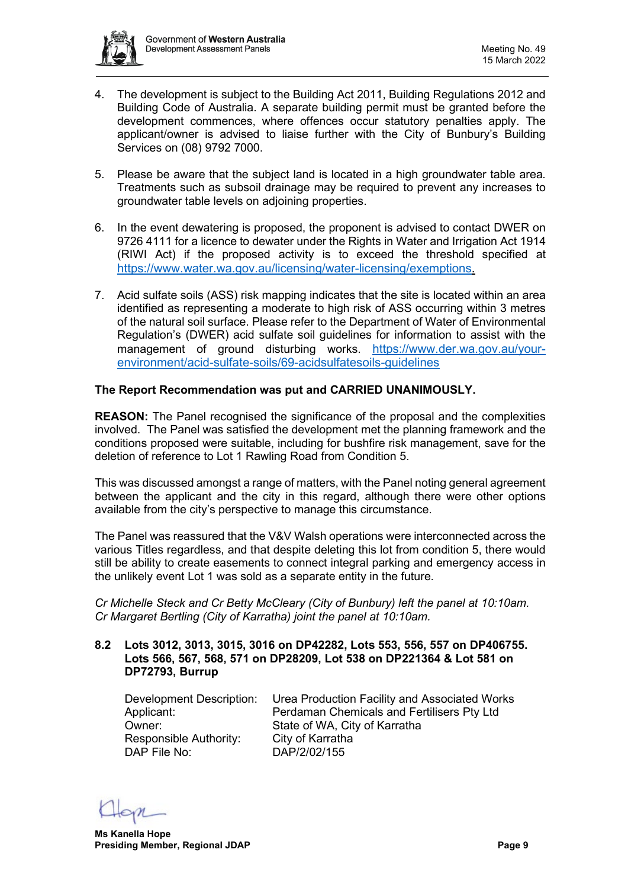4. The development is subject to the Building Act 2011, Building Regulations 2012 and Building Code of Australia. A separate building permit must be granted before the development commences, where offences occur statutory penalties apply. The applicant/owner is advised to liaise further with the City of Bunbury's Building Services on (08) 9792 7000.

5. Please be aware that the subject land is located in a high groundwater table area. Treatments such as subsoil drainage may be required to prevent any increases to groundwater table levels on adjoining properties.

6. In the event dewatering is proposed, the proponent is advised to contact DWER on 9726 4111 for a licence to dewater under the Rights in Water and Irrigation Act 1914 (RIWI Act) if the proposed activity is to exceed the threshold specified at https://www.water.wa.gov.au/licensing/water-licensing/exemptions.

7. Acid sulfate soils (ASS) risk mapping indicates that the site is located within an area identified as representing a moderate to high risk of ASS occurring within 3 metres of the natural soil surface. Please refer to the Department of Water of Environmental Regulation's (DWER) acid sulfate soil guidelines for information to assist with the management of ground disturbing works. https://www.der.wa.gov.au/your-environment/acid-sulfate-soils/69-acidsulfatesoils-guidelines

**The Report Recommendation was put and CARRIED UNANIMOUSLY.**

**REASON:** The Panel recognised the significance of the proposal and the complexities involved. The Panel was satisfied the development met the planning framework and the conditions proposed were suitable, including for bushfire risk management, save for the deletion of reference to Lot 1 Rawling Road from Condition 5.

This was discussed amongst a range of matters, with the Panel noting general agreement between the applicant and the city in this regard, although there were other options available from the city's perspective to manage this circumstance.

The Panel was reassured that the V&V Walsh operations were interconnected across the various Titles regardless, and that despite deleting this lot from condition 5, there would still be ability to create easements to connect integral parking and emergency access in the unlikely event Lot 1 was sold as a separate entity in the future.

*Cr Michelle Steck and Cr Betty McCleary (City of Bunbury) left the panel at 10:10am.*
*Cr Margaret Bertling (City of Karratha) joint the panel at 10:10am.*

### 8.2 Lots 3012, 3013, 3015, 3016 on DP42282, Lots 553, 556, 557 on DP406755. Lots 566, 567, 568, 571 on DP28209, Lot 538 on DP221364 & Lot 581 on DP72793, Burrup

| | |
|---|---|
| Development Description: | Urea Production Facility and Associated Works |
| Applicant: | Perdaman Chemicals and Fertilisers Pty Ltd |
| Owner: | State of WA, City of Karratha |
| Responsible Authority: | City of Karratha |
| DAP File No: | DAP/2/02/155 |

**Ms Kanella Hope**
**Presiding Member, Regional JDAP**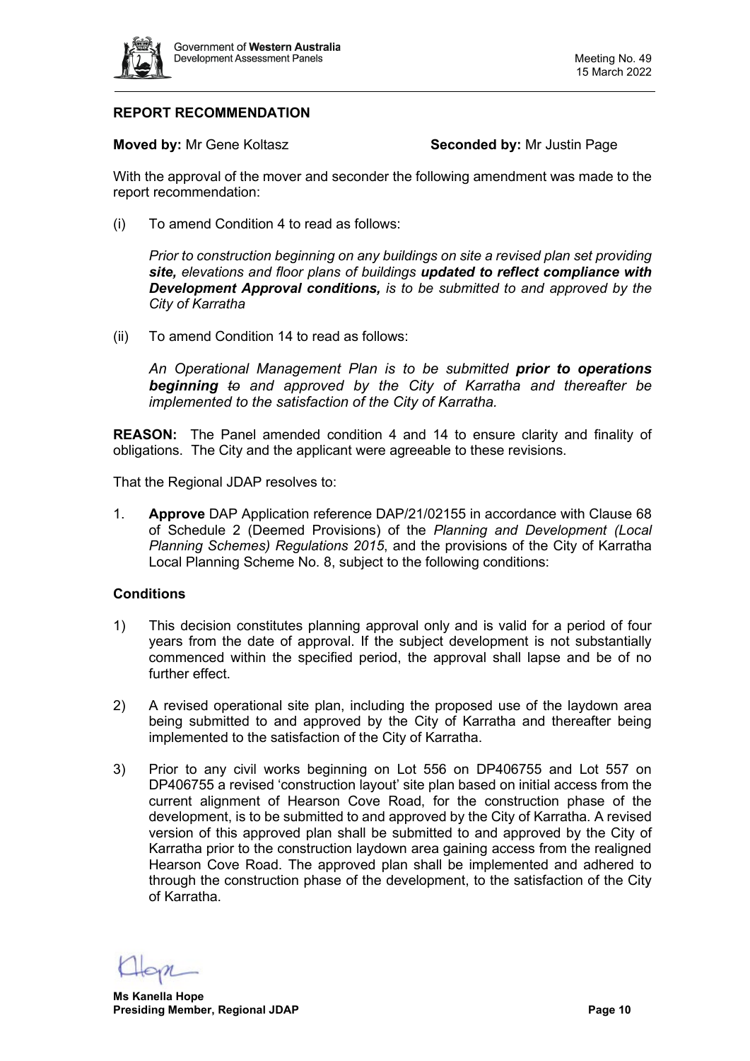**REPORT RECOMMENDATION**

**Moved by:** Mr Gene Koltasz **Seconded by:** Mr Justin Page

With the approval of the mover and seconder the following amendment was made to the report recommendation:

(i) To amend Condition 4 to read as follows:

*Prior to construction beginning on any buildings on site a revised plan set providing* ***site,*** *elevations and floor plans of buildings* ***updated to reflect compliance with Development Approval conditions,*** *is to be submitted to and approved by the City of Karratha*

(ii) To amend Condition 14 to read as follows:

*An Operational Management Plan is to be submitted* ***prior to operations beginning*** *~~to~~ and approved by the City of Karratha and thereafter be implemented to the satisfaction of the City of Karratha.*

**REASON:** The Panel amended condition 4 and 14 to ensure clarity and finality of obligations. The City and the applicant were agreeable to these revisions.

That the Regional JDAP resolves to:

1. **Approve** DAP Application reference DAP/21/02155 in accordance with Clause 68 of Schedule 2 (Deemed Provisions) of the *Planning and Development (Local Planning Schemes) Regulations 2015*, and the provisions of the City of Karratha Local Planning Scheme No. 8, subject to the following conditions:

**Conditions**

1) This decision constitutes planning approval only and is valid for a period of four years from the date of approval. If the subject development is not substantially commenced within the specified period, the approval shall lapse and be of no further effect.

2) A revised operational site plan, including the proposed use of the laydown area being submitted to and approved by the City of Karratha and thereafter being implemented to the satisfaction of the City of Karratha.

3) Prior to any civil works beginning on Lot 556 on DP406755 and Lot 557 on DP406755 a revised 'construction layout' site plan based on initial access from the current alignment of Hearson Cove Road, for the construction phase of the development, is to be submitted to and approved by the City of Karratha. A revised version of this approved plan shall be submitted to and approved by the City of Karratha prior to the construction laydown area gaining access from the realigned Hearson Cove Road. The approved plan shall be implemented and adhered to through the construction phase of the development, to the satisfaction of the City of Karratha.

**Ms Kanella Hope**
**Presiding Member, Regional JDAP**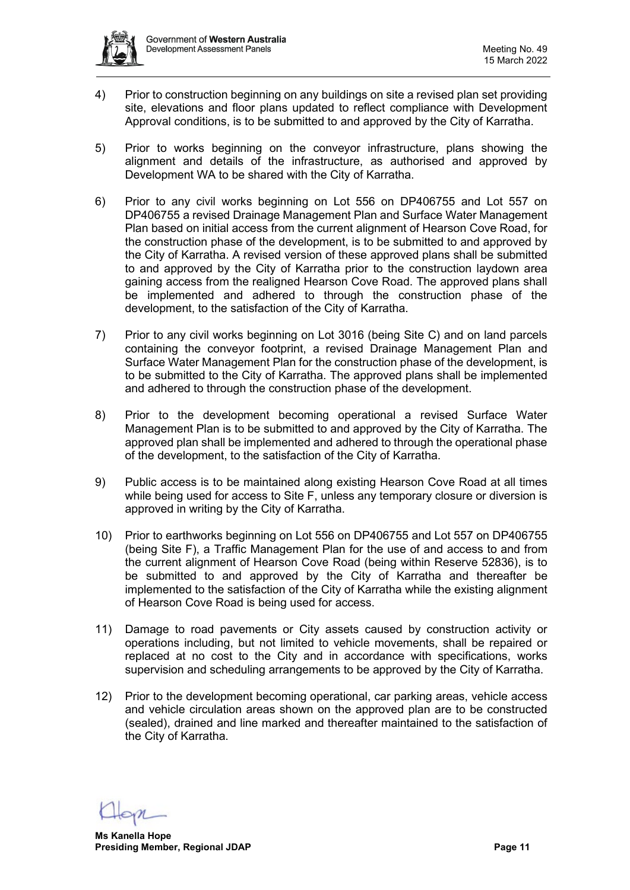4) Prior to construction beginning on any buildings on site a revised plan set providing site, elevations and floor plans updated to reflect compliance with Development Approval conditions, is to be submitted to and approved by the City of Karratha.

5) Prior to works beginning on the conveyor infrastructure, plans showing the alignment and details of the infrastructure, as authorised and approved by Development WA to be shared with the City of Karratha.

6) Prior to any civil works beginning on Lot 556 on DP406755 and Lot 557 on DP406755 a revised Drainage Management Plan and Surface Water Management Plan based on initial access from the current alignment of Hearson Cove Road, for the construction phase of the development, is to be submitted to and approved by the City of Karratha. A revised version of these approved plans shall be submitted to and approved by the City of Karratha prior to the construction laydown area gaining access from the realigned Hearson Cove Road. The approved plans shall be implemented and adhered to through the construction phase of the development, to the satisfaction of the City of Karratha.

7) Prior to any civil works beginning on Lot 3016 (being Site C) and on land parcels containing the conveyor footprint, a revised Drainage Management Plan and Surface Water Management Plan for the construction phase of the development, is to be submitted to the City of Karratha. The approved plans shall be implemented and adhered to through the construction phase of the development.

8) Prior to the development becoming operational a revised Surface Water Management Plan is to be submitted to and approved by the City of Karratha. The approved plan shall be implemented and adhered to through the operational phase of the development, to the satisfaction of the City of Karratha.

9) Public access is to be maintained along existing Hearson Cove Road at all times while being used for access to Site F, unless any temporary closure or diversion is approved in writing by the City of Karratha.

10) Prior to earthworks beginning on Lot 556 on DP406755 and Lot 557 on DP406755 (being Site F), a Traffic Management Plan for the use of and access to and from the current alignment of Hearson Cove Road (being within Reserve 52836), is to be submitted to and approved by the City of Karratha and thereafter be implemented to the satisfaction of the City of Karratha while the existing alignment of Hearson Cove Road is being used for access.

11) Damage to road pavements or City assets caused by construction activity or operations including, but not limited to vehicle movements, shall be repaired or replaced at no cost to the City and in accordance with specifications, works supervision and scheduling arrangements to be approved by the City of Karratha.

12) Prior to the development becoming operational, car parking areas, vehicle access and vehicle circulation areas shown on the approved plan are to be constructed (sealed), drained and line marked and thereafter maintained to the satisfaction of the City of Karratha.

**Ms Kanella Hope**
**Presiding Member, Regional JDAP**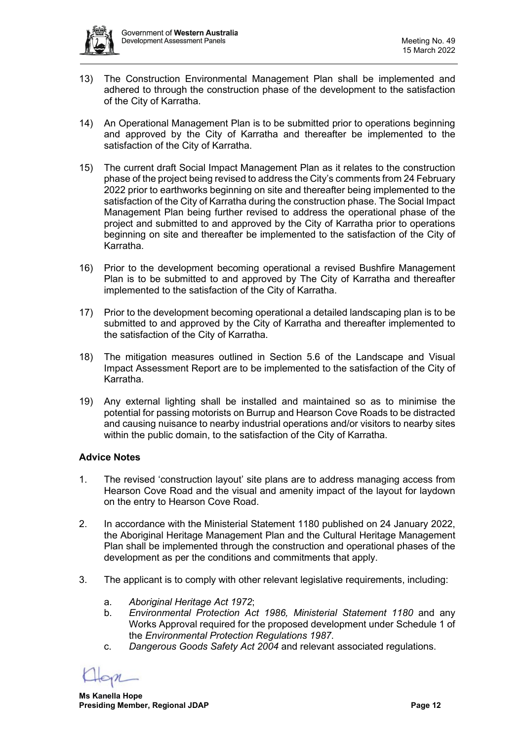13) The Construction Environmental Management Plan shall be implemented and adhered to through the construction phase of the development to the satisfaction of the City of Karratha.

14) An Operational Management Plan is to be submitted prior to operations beginning and approved by the City of Karratha and thereafter be implemented to the satisfaction of the City of Karratha.

15) The current draft Social Impact Management Plan as it relates to the construction phase of the project being revised to address the City's comments from 24 February 2022 prior to earthworks beginning on site and thereafter being implemented to the satisfaction of the City of Karratha during the construction phase. The Social Impact Management Plan being further revised to address the operational phase of the project and submitted to and approved by the City of Karratha prior to operations beginning on site and thereafter be implemented to the satisfaction of the City of Karratha.

16) Prior to the development becoming operational a revised Bushfire Management Plan is to be submitted to and approved by The City of Karratha and thereafter implemented to the satisfaction of the City of Karratha.

17) Prior to the development becoming operational a detailed landscaping plan is to be submitted to and approved by the City of Karratha and thereafter implemented to the satisfaction of the City of Karratha.

18) The mitigation measures outlined in Section 5.6 of the Landscape and Visual Impact Assessment Report are to be implemented to the satisfaction of the City of Karratha.

19) Any external lighting shall be installed and maintained so as to minimise the potential for passing motorists on Burrup and Hearson Cove Roads to be distracted and causing nuisance to nearby industrial operations and/or visitors to nearby sites within the public domain, to the satisfaction of the City of Karratha.

**Advice Notes**

1. The revised 'construction layout' site plans are to address managing access from Hearson Cove Road and the visual and amenity impact of the layout for laydown on the entry to Hearson Cove Road.

2. In accordance with the Ministerial Statement 1180 published on 24 January 2022, the Aboriginal Heritage Management Plan and the Cultural Heritage Management Plan shall be implemented through the construction and operational phases of the development as per the conditions and commitments that apply.

3. The applicant is to comply with other relevant legislative requirements, including:

   a. *Aboriginal Heritage Act 1972*;
   b. *Environmental Protection Act 1986, Ministerial Statement 1180* and any Works Approval required for the proposed development under Schedule 1 of the *Environmental Protection Regulations 1987*.
   c. *Dangerous Goods Safety Act 2004* and relevant associated regulations.

**Ms Kanella Hope**
**Presiding Member, Regional JDAP**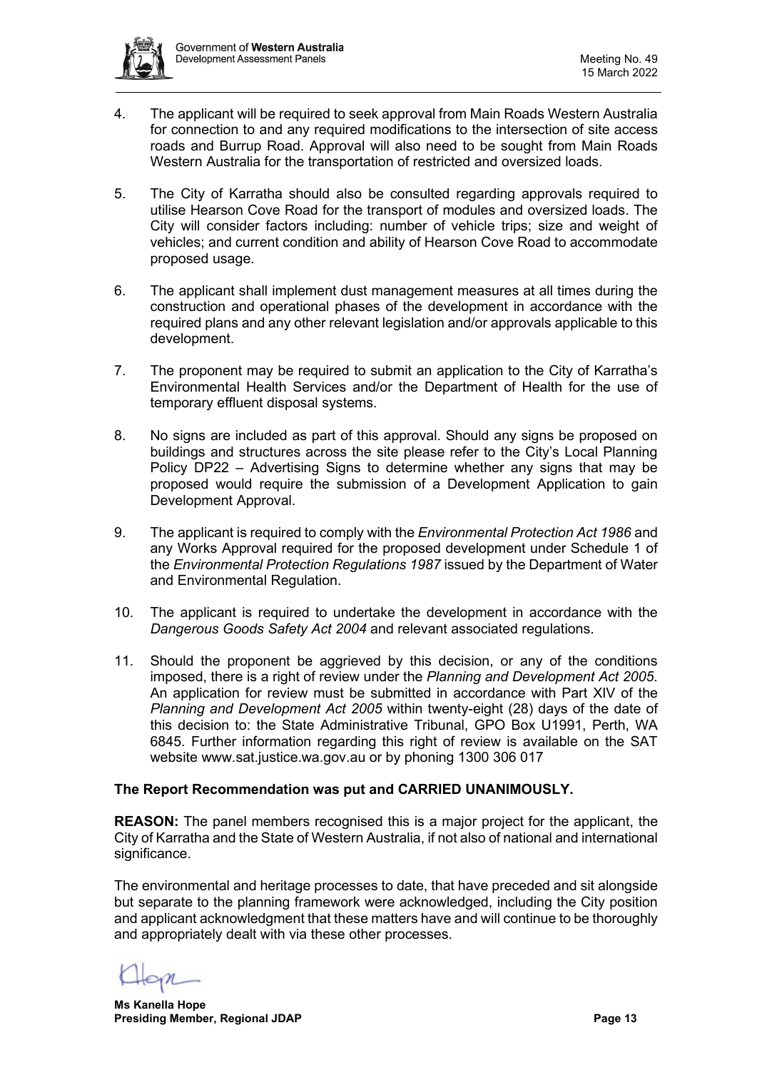4. The applicant will be required to seek approval from Main Roads Western Australia for connection to and any required modifications to the intersection of site access roads and Burrup Road. Approval will also need to be sought from Main Roads Western Australia for the transportation of restricted and oversized loads.

5. The City of Karratha should also be consulted regarding approvals required to utilise Hearson Cove Road for the transport of modules and oversized loads. The City will consider factors including: number of vehicle trips; size and weight of vehicles; and current condition and ability of Hearson Cove Road to accommodate proposed usage.

6. The applicant shall implement dust management measures at all times during the construction and operational phases of the development in accordance with the required plans and any other relevant legislation and/or approvals applicable to this development.

7. The proponent may be required to submit an application to the City of Karratha's Environmental Health Services and/or the Department of Health for the use of temporary effluent disposal systems.

8. No signs are included as part of this approval. Should any signs be proposed on buildings and structures across the site please refer to the City's Local Planning Policy DP22 – Advertising Signs to determine whether any signs that may be proposed would require the submission of a Development Application to gain Development Approval.

9. The applicant is required to comply with the *Environmental Protection Act 1986* and any Works Approval required for the proposed development under Schedule 1 of the *Environmental Protection Regulations 1987* issued by the Department of Water and Environmental Regulation.

10. The applicant is required to undertake the development in accordance with the *Dangerous Goods Safety Act 2004* and relevant associated regulations.

11. Should the proponent be aggrieved by this decision, or any of the conditions imposed, there is a right of review under the *Planning and Development Act 2005*. An application for review must be submitted in accordance with Part XIV of the *Planning and Development Act 2005* within twenty-eight (28) days of the date of this decision to: the State Administrative Tribunal, GPO Box U1991, Perth, WA 6845. Further information regarding this right of review is available on the SAT website www.sat.justice.wa.gov.au or by phoning 1300 306 017

**The Report Recommendation was put and CARRIED UNANIMOUSLY.**

**REASON:** The panel members recognised this is a major project for the applicant, the City of Karratha and the State of Western Australia, if not also of national and international significance.

The environmental and heritage processes to date, that have preceded and sit alongside but separate to the planning framework were acknowledged, including the City position and applicant acknowledgment that these matters have and will continue to be thoroughly and appropriately dealt with via these other processes.

**Ms Kanella Hope**
**Presiding Member, Regional JDAP**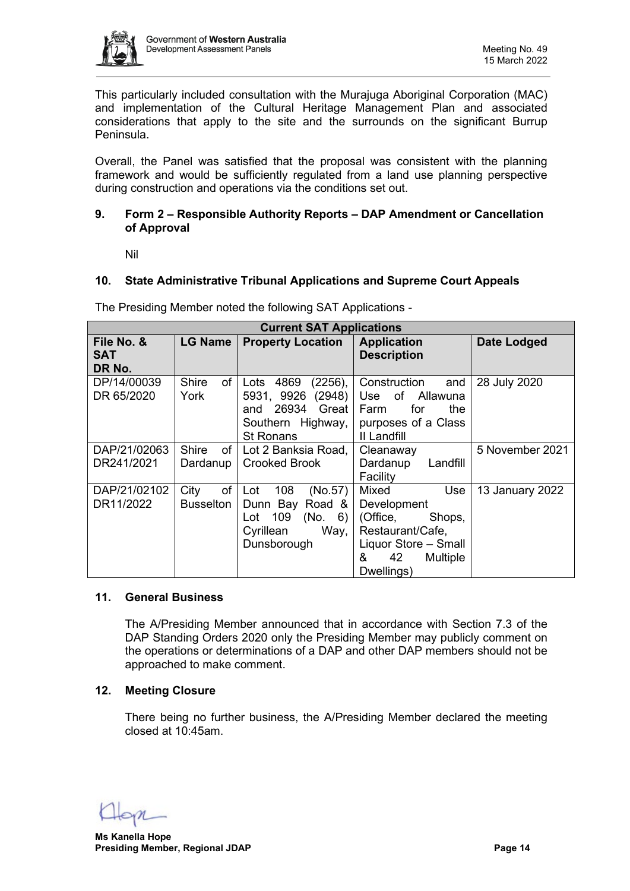This particularly included consultation with the Murajuga Aboriginal Corporation (MAC) and implementation of the Cultural Heritage Management Plan and associated considerations that apply to the site and the surrounds on the significant Burrup Peninsula.

Overall, the Panel was satisfied that the proposal was consistent with the planning framework and would be sufficiently regulated from a land use planning perspective during construction and operations via the conditions set out.

## 9. Form 2 – Responsible Authority Reports – DAP Amendment or Cancellation of Approval

Nil

## 10. State Administrative Tribunal Applications and Supreme Court Appeals

The Presiding Member noted the following SAT Applications -

| Current SAT Applications | | | | |
|---|---|---|---|---|
| **File No. & SAT DR No.** | **LG Name** | **Property Location** | **Application Description** | **Date Lodged** |
| DP/14/00039 DR 65/2020 | Shire of York | Lots 4869 (2256), 5931, 9926 (2948) and 26934 Great Southern Highway, St Ronans | Construction and Use of Allawuna Farm for the purposes of a Class II Landfill | 28 July 2020 |
| DAP/21/02063 DR241/2021 | Shire of Dardanup | Lot 2 Banksia Road, Crooked Brook | Cleanaway Dardanup Landfill Facility | 5 November 2021 |
| DAP/21/02102 DR11/2022 | City of Busselton | Lot 108 (No.57) Dunn Bay Road & Lot 109 (No. 6) Cyrillean Way, Dunsborough | Mixed Use Development (Office, Shops, Restaurant/Cafe, Liquor Store – Small & 42 Multiple Dwellings) | 13 January 2022 |

## 11. General Business

The A/Presiding Member announced that in accordance with Section 7.3 of the DAP Standing Orders 2020 only the Presiding Member may publicly comment on the operations or determinations of a DAP and other DAP members should not be approached to make comment.

## 12. Meeting Closure

There being no further business, the A/Presiding Member declared the meeting closed at 10:45am.

**Ms Kanella Hope**
**Presiding Member, Regional JDAP**